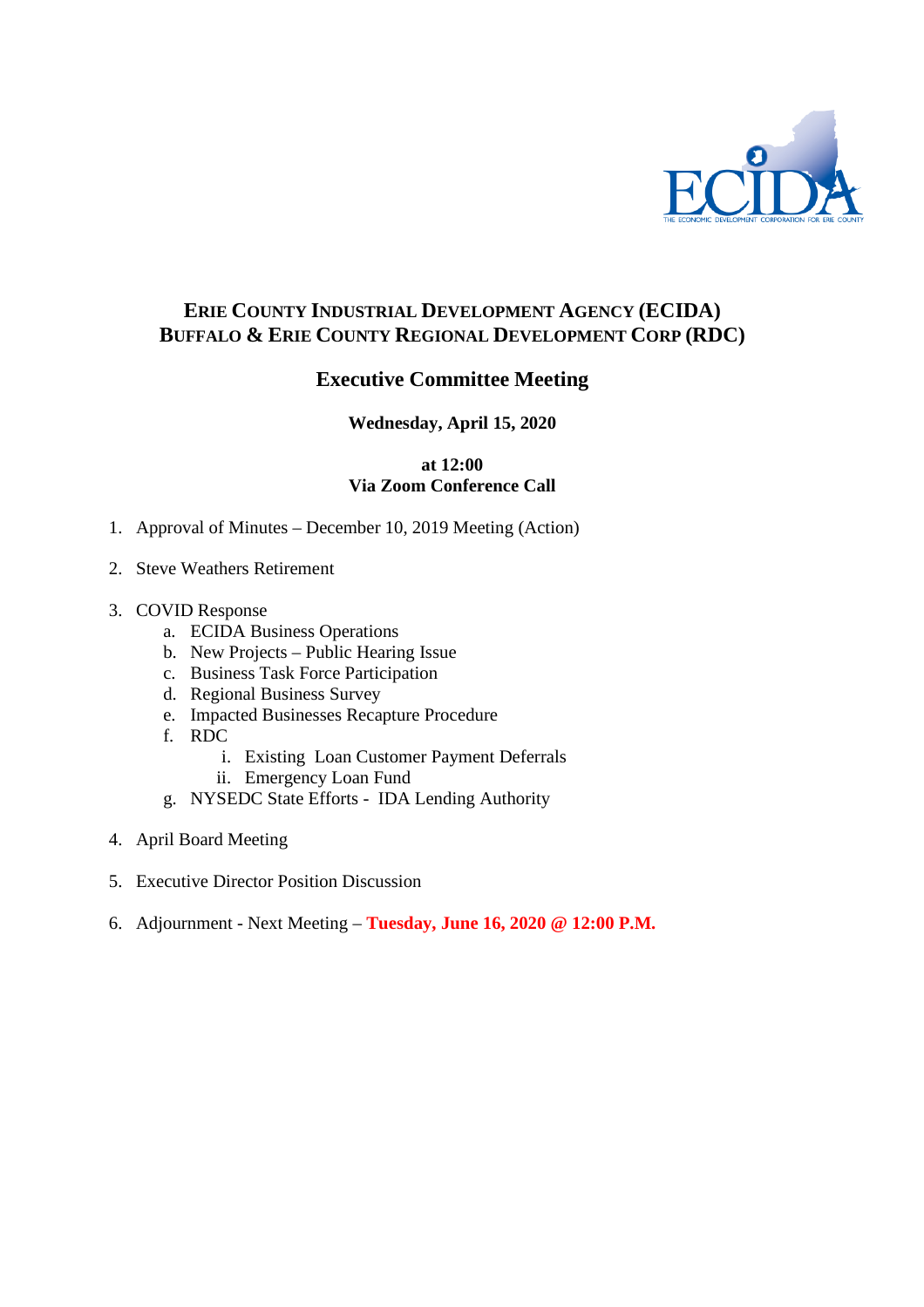# ERIE COUNTY INDUSTRIAL DEVELOPMENT AGENCY (ECIDA)
# BUFFALO & ERIE COUNTY REGIONAL DEVELOPMENT CORP (RDC)

## Executive Committee Meeting

**Wednesday, April 15, 2020**

**at 12:00**
**Via Zoom Conference Call**

1. Approval of Minutes – December 10, 2019 Meeting (Action)

2. Steve Weathers Retirement

3. COVID Response
   a. ECIDA Business Operations
   b. New Projects – Public Hearing Issue
   c. Business Task Force Participation
   d. Regional Business Survey
   e. Impacted Businesses Recapture Procedure
   f. RDC
      i. Existing Loan Customer Payment Deferrals
      ii. Emergency Loan Fund
   g. NYSEDC State Efforts - IDA Lending Authority

4. April Board Meeting

5. Executive Director Position Discussion

6. Adjournment - Next Meeting – **Tuesday, June 16, 2020 @ 12:00 P.M.**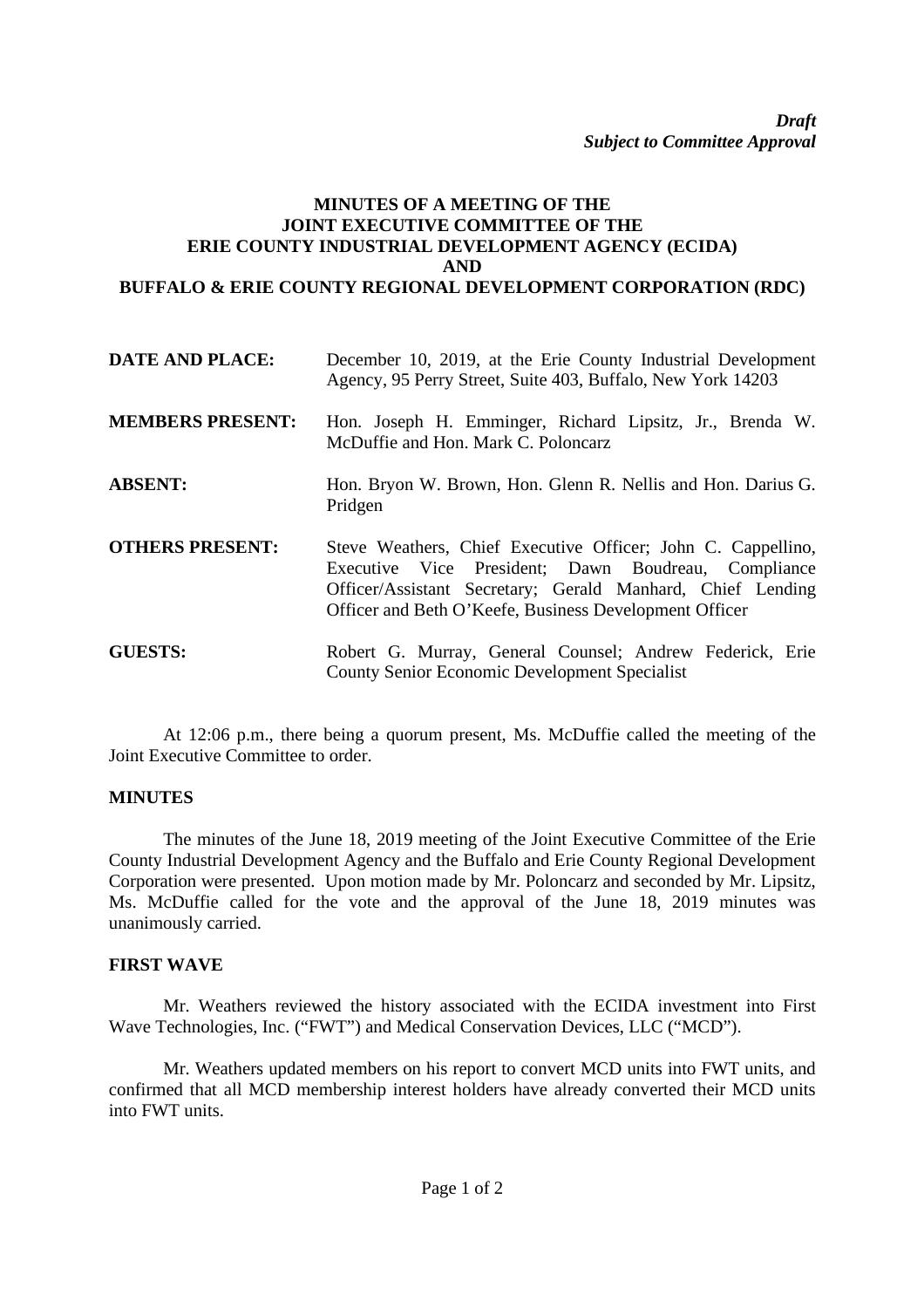*Draft*
*Subject to Committee Approval*

**MINUTES OF A MEETING OF THE JOINT EXECUTIVE COMMITTEE OF THE ERIE COUNTY INDUSTRIAL DEVELOPMENT AGENCY (ECIDA) AND BUFFALO & ERIE COUNTY REGIONAL DEVELOPMENT CORPORATION (RDC)**

| | |
|---|---|
| **DATE AND PLACE:** | December 10, 2019, at the Erie County Industrial Development Agency, 95 Perry Street, Suite 403, Buffalo, New York 14203 |
| **MEMBERS PRESENT:** | Hon. Joseph H. Emminger, Richard Lipsitz, Jr., Brenda W. McDuffie and Hon. Mark C. Poloncarz |
| **ABSENT:** | Hon. Bryon W. Brown, Hon. Glenn R. Nellis and Hon. Darius G. Pridgen |
| **OTHERS PRESENT:** | Steve Weathers, Chief Executive Officer; John C. Cappellino, Executive Vice President; Dawn Boudreau, Compliance Officer/Assistant Secretary; Gerald Manhard, Chief Lending Officer and Beth O'Keefe, Business Development Officer |
| **GUESTS:** | Robert G. Murray, General Counsel; Andrew Federick, Erie County Senior Economic Development Specialist |

At 12:06 p.m., there being a quorum present, Ms. McDuffie called the meeting of the Joint Executive Committee to order.

**MINUTES**

The minutes of the June 18, 2019 meeting of the Joint Executive Committee of the Erie County Industrial Development Agency and the Buffalo and Erie County Regional Development Corporation were presented. Upon motion made by Mr. Poloncarz and seconded by Mr. Lipsitz, Ms. McDuffie called for the vote and the approval of the June 18, 2019 minutes was unanimously carried.

**FIRST WAVE**

Mr. Weathers reviewed the history associated with the ECIDA investment into First Wave Technologies, Inc. ("FWT") and Medical Conservation Devices, LLC ("MCD").

Mr. Weathers updated members on his report to convert MCD units into FWT units, and confirmed that all MCD membership interest holders have already converted their MCD units into FWT units.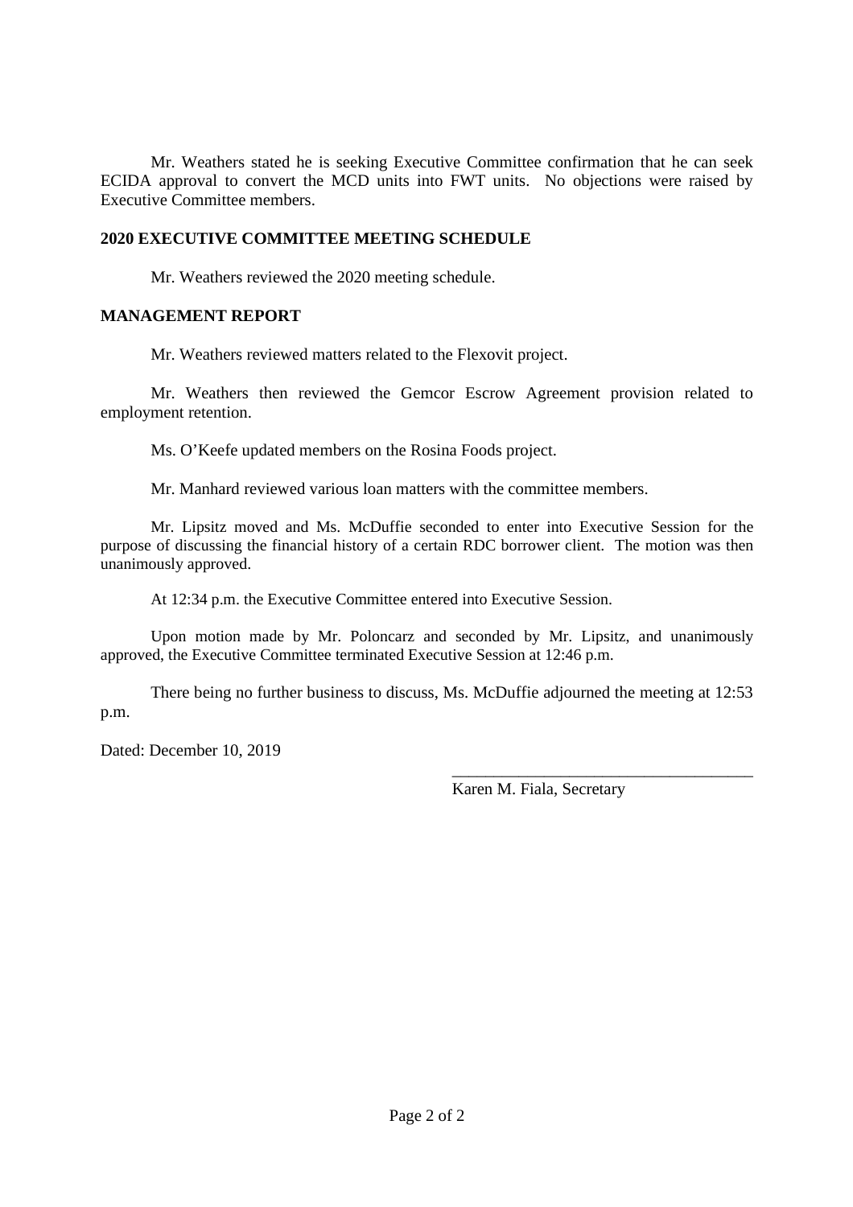Mr. Weathers stated he is seeking Executive Committee confirmation that he can seek ECIDA approval to convert the MCD units into FWT units. No objections were raised by Executive Committee members.

**2020 EXECUTIVE COMMITTEE MEETING SCHEDULE**

Mr. Weathers reviewed the 2020 meeting schedule.

**MANAGEMENT REPORT**

Mr. Weathers reviewed matters related to the Flexovit project.

Mr. Weathers then reviewed the Gemcor Escrow Agreement provision related to employment retention.

Ms. O'Keefe updated members on the Rosina Foods project.

Mr. Manhard reviewed various loan matters with the committee members.

Mr. Lipsitz moved and Ms. McDuffie seconded to enter into Executive Session for the purpose of discussing the financial history of a certain RDC borrower client. The motion was then unanimously approved.

At 12:34 p.m. the Executive Committee entered into Executive Session.

Upon motion made by Mr. Poloncarz and seconded by Mr. Lipsitz, and unanimously approved, the Executive Committee terminated Executive Session at 12:46 p.m.

There being no further business to discuss, Ms. McDuffie adjourned the meeting at 12:53 p.m.

Dated: December 10, 2019

\_\_\_\_\_\_\_\_\_\_\_\_\_\_\_\_\_\_\_\_\_\_\_\_\_\_\_\_\_\_\_\_\_\_\_\_\_

Karen M. Fiala, Secretary